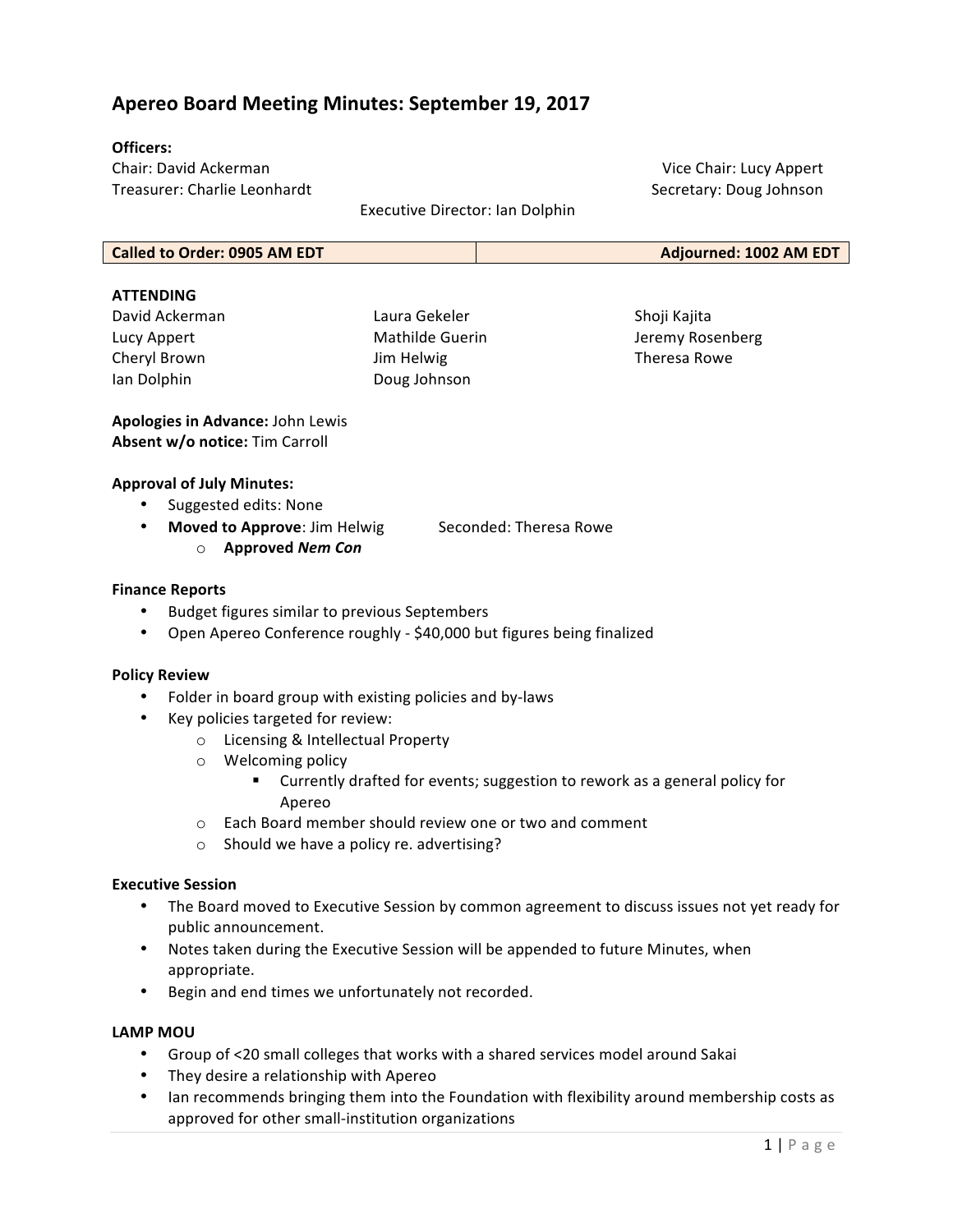# Apereo Board Meeting Minutes: September 19, 2017

**Officers:**

Chair: David Ackerman
Vice Chair: Lucy Appert
Treasurer: Charlie Leonhardt
Secretary: Doug Johnson
Executive Director: Ian Dolphin

| Called to Order: 0905 AM EDT | Adjourned: 1002 AM EDT |
| --- | --- |

**ATTENDING**

| | | |
| --- | --- | --- |
| David Ackerman | Laura Gekeler | Shoji Kajita |
| Lucy Appert | Mathilde Guerin | Jeremy Rosenberg |
| Cheryl Brown | Jim Helwig | Theresa Rowe |
| Ian Dolphin | Doug Johnson | |

**Apologies in Advance:** John Lewis
**Absent w/o notice:** Tim Carroll

**Approval of July Minutes:**

- Suggested edits: None
- **Moved to Approve**: Jim Helwig Seconded: Theresa Rowe
  - **Approved *Nem Con***

**Finance Reports**

- Budget figures similar to previous Septembers
- Open Apereo Conference roughly - $40,000 but figures being finalized

**Policy Review**

- Folder in board group with existing policies and by-laws
- Key policies targeted for review:
  - Licensing & Intellectual Property
  - Welcoming policy
    - Currently drafted for events; suggestion to rework as a general policy for Apereo
  - Each Board member should review one or two and comment
  - Should we have a policy re. advertising?

**Executive Session**

- The Board moved to Executive Session by common agreement to discuss issues not yet ready for public announcement.
- Notes taken during the Executive Session will be appended to future Minutes, when appropriate.
- Begin and end times we unfortunately not recorded.

**LAMP MOU**

- Group of <20 small colleges that works with a shared services model around Sakai
- They desire a relationship with Apereo
- Ian recommends bringing them into the Foundation with flexibility around membership costs as approved for other small-institution organizations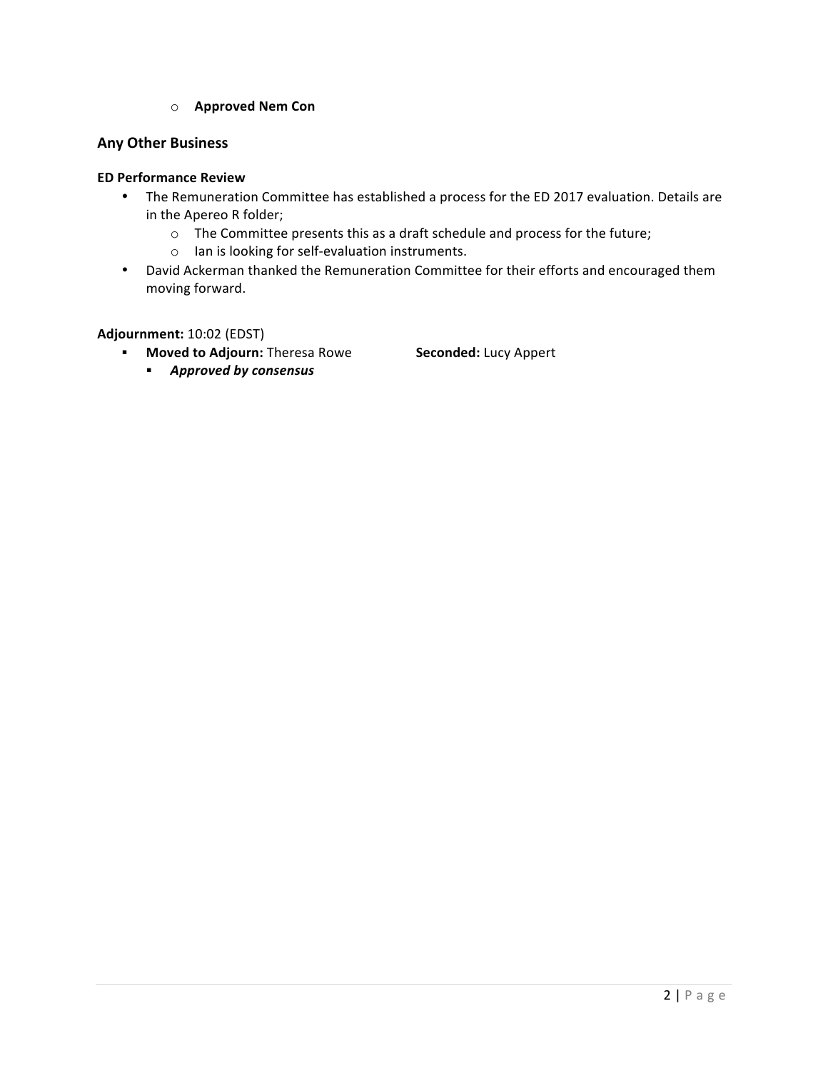- **Approved Nem Con**

## Any Other Business

### ED Performance Review

- The Remuneration Committee has established a process for the ED 2017 evaluation. Details are in the Apereo R folder;
  - The Committee presents this as a draft schedule and process for the future;
  - Ian is looking for self-evaluation instruments.
- David Ackerman thanked the Remuneration Committee for their efforts and encouraged them moving forward.

**Adjournment:** 10:02 (EDST)

- **Moved to Adjourn:** Theresa Rowe **Seconded:** Lucy Appert
  - ***Approved by consensus***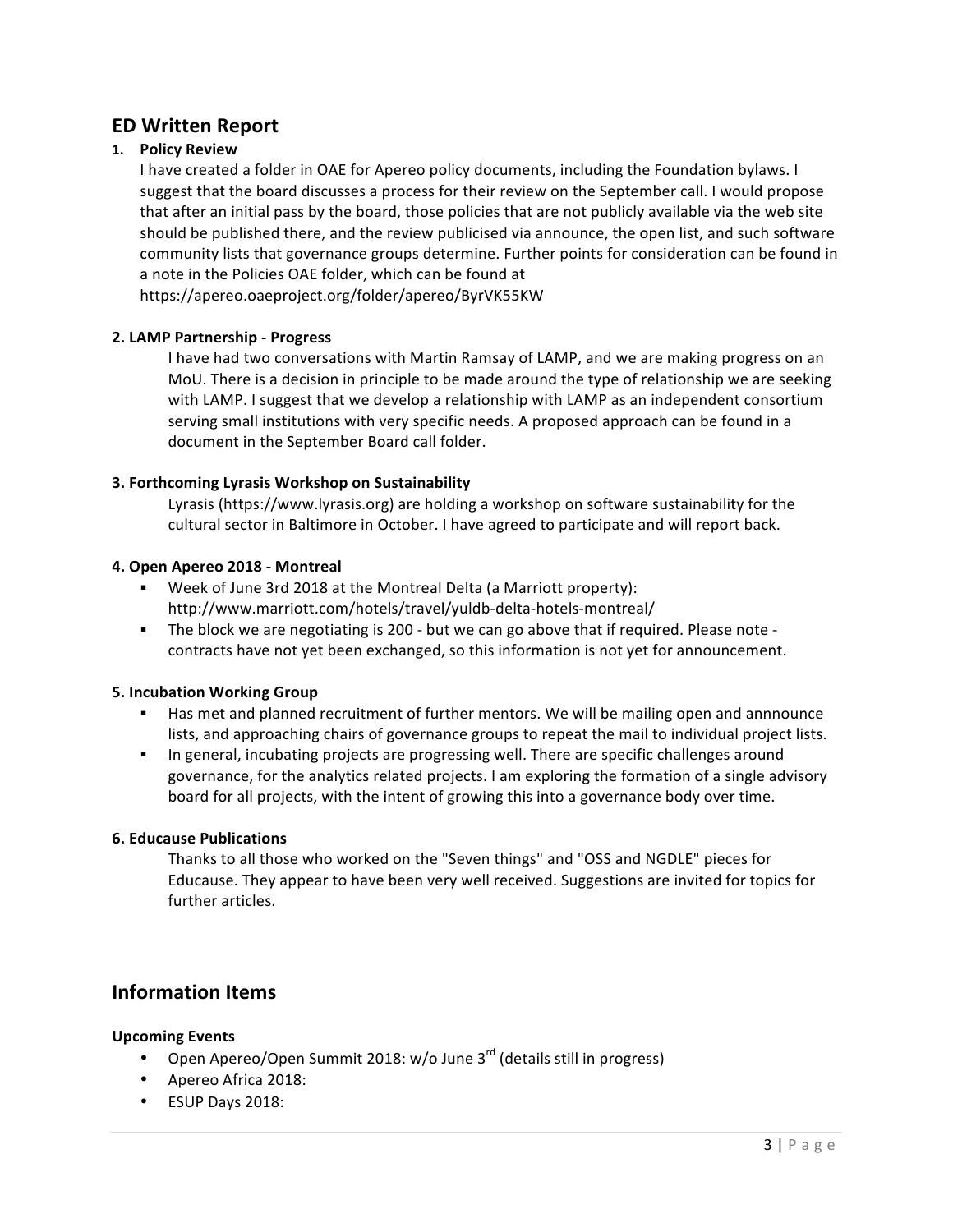## ED Written Report

1. **Policy Review**

   I have created a folder in OAE for Apereo policy documents, including the Foundation bylaws. I suggest that the board discusses a process for their review on the September call. I would propose that after an initial pass by the board, those policies that are not publicly available via the web site should be published there, and the review publicised via announce, the open list, and such software community lists that governance groups determine. Further points for consideration can be found in a note in the Policies OAE folder, which can be found at https://apereo.oaeproject.org/folder/apereo/ByrVK55KW

**2. LAMP Partnership - Progress**

I have had two conversations with Martin Ramsay of LAMP, and we are making progress on an MoU. There is a decision in principle to be made around the type of relationship we are seeking with LAMP. I suggest that we develop a relationship with LAMP as an independent consortium serving small institutions with very specific needs. A proposed approach can be found in a document in the September Board call folder.

**3. Forthcoming Lyrasis Workshop on Sustainability**

Lyrasis (https://www.lyrasis.org) are holding a workshop on software sustainability for the cultural sector in Baltimore in October. I have agreed to participate and will report back.

**4. Open Apereo 2018 - Montreal**

- Week of June 3rd 2018 at the Montreal Delta (a Marriott property): http://www.marriott.com/hotels/travel/yuldb-delta-hotels-montreal/
- The block we are negotiating is 200 - but we can go above that if required. Please note - contracts have not yet been exchanged, so this information is not yet for announcement.

**5. Incubation Working Group**

- Has met and planned recruitment of further mentors. We will be mailing open and annnounce lists, and approaching chairs of governance groups to repeat the mail to individual project lists.
- In general, incubating projects are progressing well. There are specific challenges around governance, for the analytics related projects. I am exploring the formation of a single advisory board for all projects, with the intent of growing this into a governance body over time.

**6. Educause Publications**

Thanks to all those who worked on the "Seven things" and "OSS and NGDLE" pieces for Educause. They appear to have been very well received. Suggestions are invited for topics for further articles.

## Information Items

**Upcoming Events**

- Open Apereo/Open Summit 2018: w/o June 3rd (details still in progress)
- Apereo Africa 2018:
- ESUP Days 2018: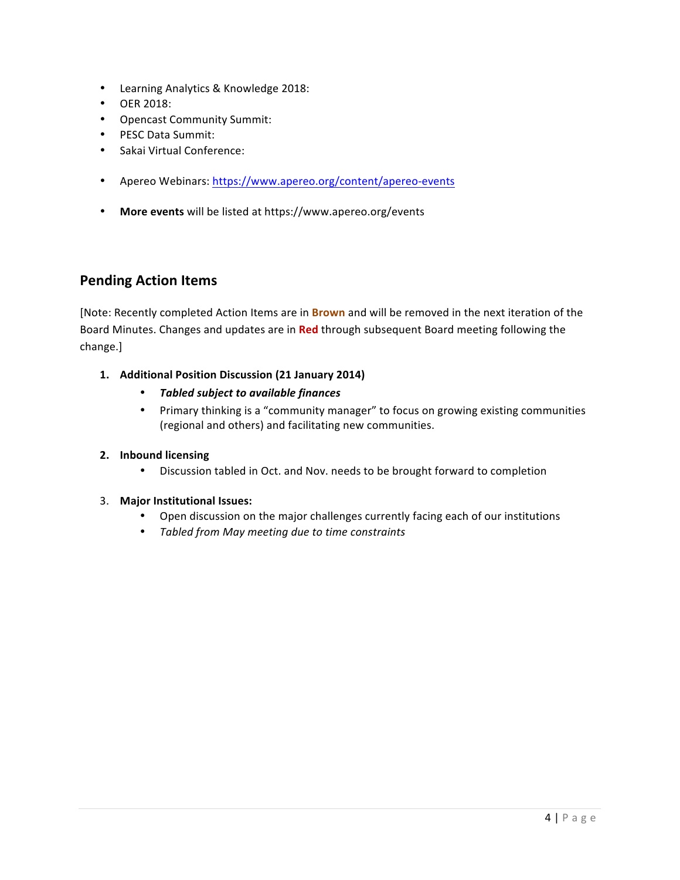- Learning Analytics & Knowledge 2018:
- OER 2018:
- Opencast Community Summit:
- PESC Data Summit:
- Sakai Virtual Conference:

- Apereo Webinars: https://www.apereo.org/content/apereo-events

- **More events** will be listed at https://www.apereo.org/events

## Pending Action Items

[Note: Recently completed Action Items are in **Brown** and will be removed in the next iteration of the Board Minutes. Changes and updates are in **Red** through subsequent Board meeting following the change.]

1. **Additional Position Discussion (21 January 2014)**
    - ***Tabled subject to available finances***
    - Primary thinking is a "community manager" to focus on growing existing communities (regional and others) and facilitating new communities.

2. **Inbound licensing**
    - Discussion tabled in Oct. and Nov. needs to be brought forward to completion

3. **Major Institutional Issues:**
    - Open discussion on the major challenges currently facing each of our institutions
    - *Tabled from May meeting due to time constraints*